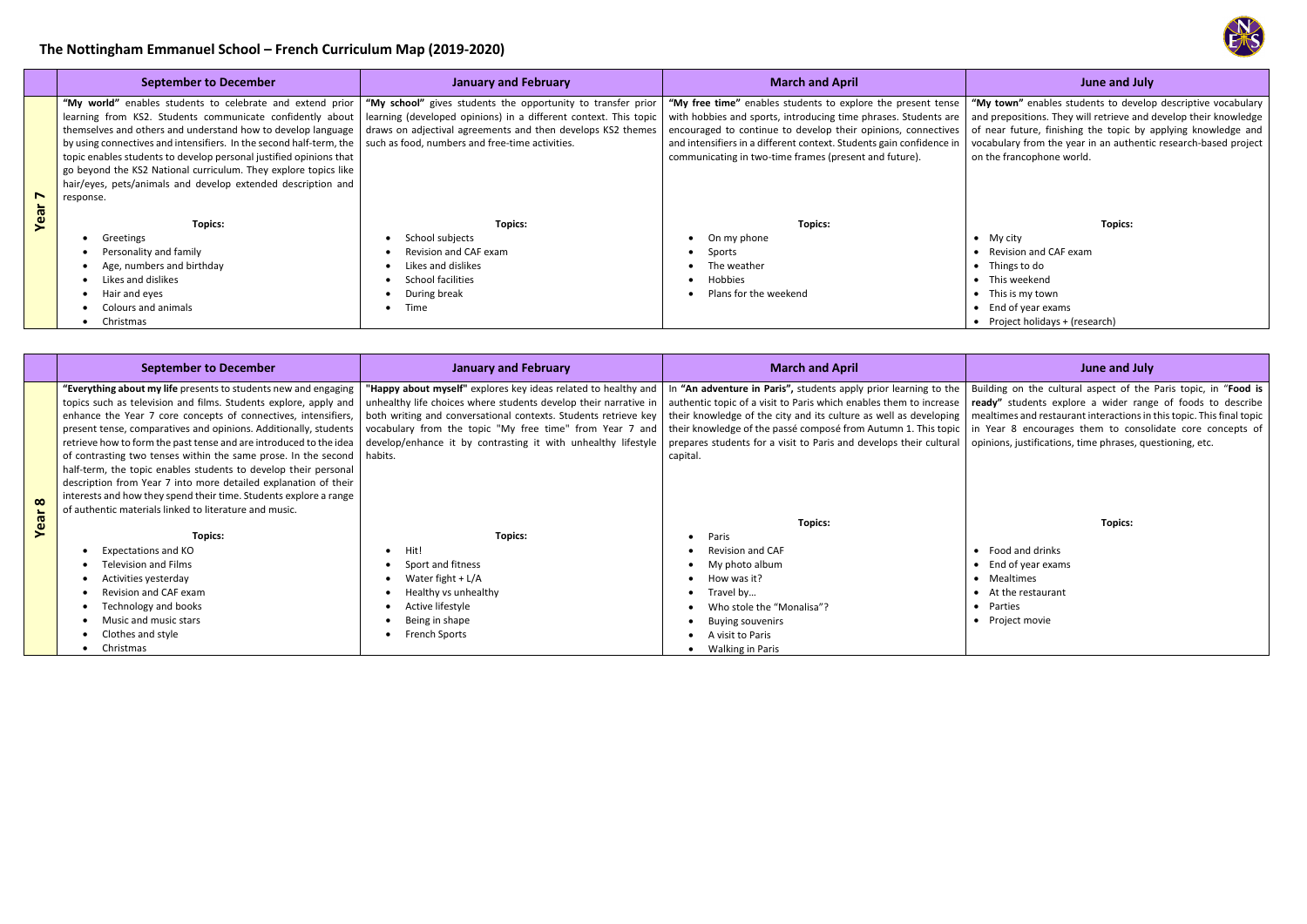# The Nottingham Emmanuel School – French Curriculum Map (2019-2020)

| | September to December | January and February | March and April | June and July |
|---|---|---|---|---|
| **Year 7** | **"My world"** enables students to celebrate and extend prior learning from KS2. Students communicate confidently about themselves and others and understand how to develop language by using connectives and intensifiers. In the second half-term, the topic enables students to develop personal justified opinions that go beyond the KS2 National curriculum. They explore topics like hair/eyes, pets/animals and develop extended description and response.<br><br>**Topics:**<br>• Greetings<br>• Personality and family<br>• Age, numbers and birthday<br>• Likes and dislikes<br>• Hair and eyes<br>• Colours and animals<br>• Christmas | **"My school"** gives students the opportunity to transfer prior learning (developed opinions) in a different context. This topic draws on adjectival agreements and then develops KS2 themes such as food, numbers and free-time activities.<br><br>**Topics:**<br>• School subjects<br>• Revision and CAF exam<br>• Likes and dislikes<br>• School facilities<br>• During break<br>• Time | **"My free time"** enables students to explore the present tense with hobbies and sports, introducing time phrases. Students are encouraged to continue to develop their opinions, connectives and intensifiers in a different context. Students gain confidence in communicating in two-time frames (present and future).<br><br>**Topics:**<br>• On my phone<br>• Sports<br>• The weather<br>• Hobbies<br>• Plans for the weekend | **"My town"** enables students to develop descriptive vocabulary and prepositions. They will retrieve and develop their knowledge of near future, finishing the topic by applying knowledge and vocabulary from the year in an authentic research-based project on the francophone world.<br><br>**Topics:**<br>• My city<br>• Revision and CAF exam<br>• Things to do<br>• This weekend<br>• This is my town<br>• End of year exams<br>• Project holidays + (research) |

| | September to December | January and February | March and April | June and July |
|---|---|---|---|---|
| **Year 8** | **"Everything about my life** presents to students new and engaging topics such as television and films. Students explore, apply and enhance the Year 7 core concepts of connectives, intensifiers, present tense, comparatives and opinions. Additionally, students retrieve how to form the past tense and are introduced to the idea of contrasting two tenses within the same prose. In the second half-term, the topic enables students to develop their personal description from Year 7 into more detailed explanation of their interests and how they spend their time. Students explore a range of authentic materials linked to literature and music.<br><br>**Topics:**<br>• Expectations and KO<br>• Television and Films<br>• Activities yesterday<br>• Revision and CAF exam<br>• Technology and books<br>• Music and music stars<br>• Clothes and style<br>• Christmas | **"Happy about myself"** explores key ideas related to healthy and unhealthy life choices where students develop their narrative in both writing and conversational contexts. Students retrieve key vocabulary from the topic "My free time" from Year 7 and develop/enhance it by contrasting it with unhealthy lifestyle habits.<br><br>**Topics:**<br>• Hit!<br>• Sport and fitness<br>• Water fight + L/A<br>• Healthy vs unhealthy<br>• Active lifestyle<br>• Being in shape<br>• French Sports | In **"An adventure in Paris",** students apply prior learning to the authentic topic of a visit to Paris which enables them to increase their knowledge of the city and its culture as well as developing their knowledge of the passé composé from Autumn 1. This topic prepares students for a visit to Paris and develops their cultural capital.<br><br>**Topics:**<br>• Paris<br>• Revision and CAF<br>• My photo album<br>• How was it?<br>• Travel by…<br>• Who stole the "Monalisa"?<br>• Buying souvenirs<br>• A visit to Paris<br>• Walking in Paris | Building on the cultural aspect of the Paris topic, in "**Food is ready**" students explore a wider range of foods to describe mealtimes and restaurant interactions in this topic. This final topic in Year 8 encourages them to consolidate core concepts of opinions, justifications, time phrases, questioning, etc.<br><br>**Topics:**<br>• Food and drinks<br>• End of year exams<br>• Mealtimes<br>• At the restaurant<br>• Parties<br>• Project movie |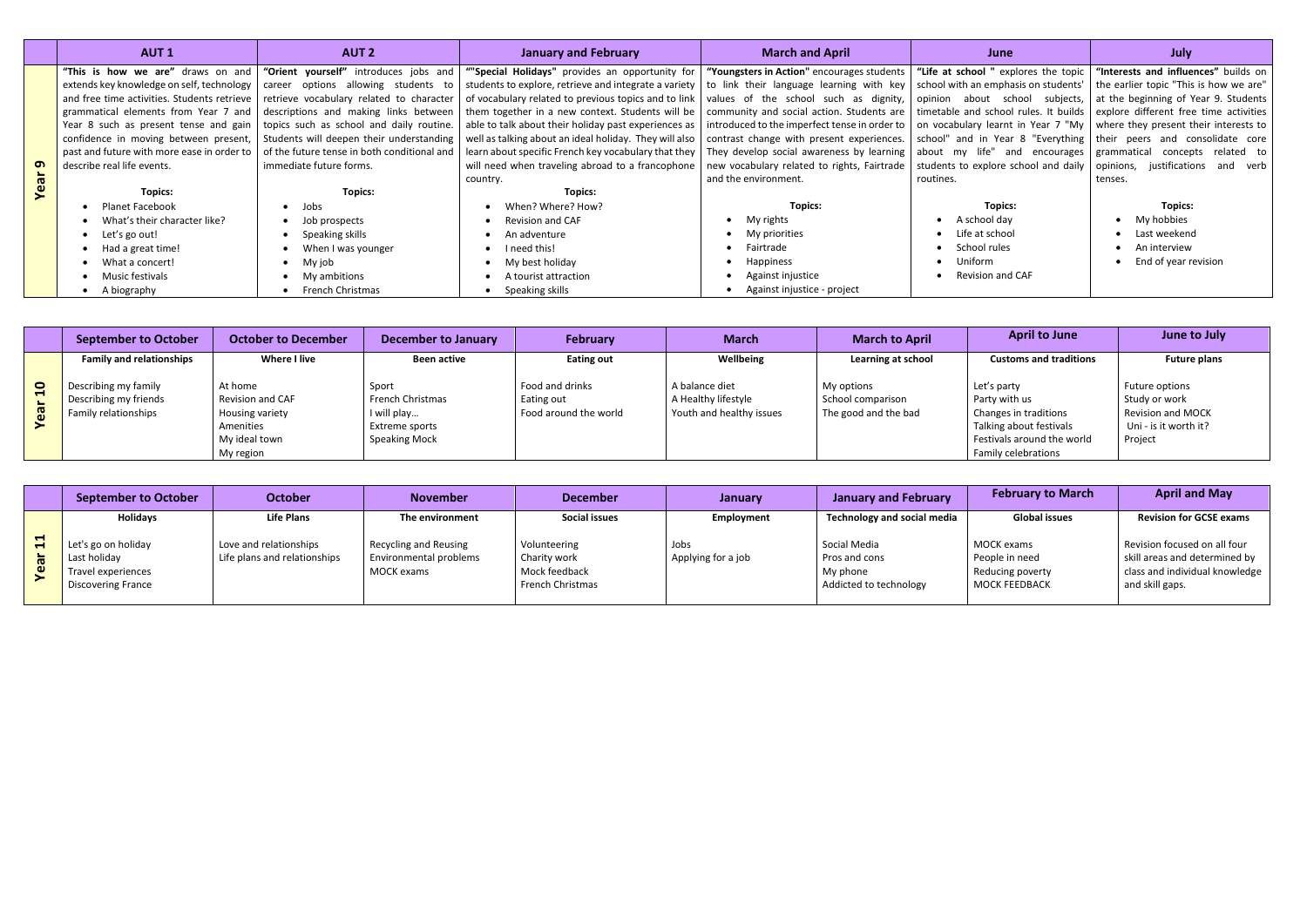| | AUT 1 | AUT 2 | January and February | March and April | June | July |
|---|---|---|---|---|---|---|
| Year 9 | **"This is how we are"** draws on and extends key knowledge on self, technology and free time activities. Students retrieve grammatical elements from Year 7 and Year 8 such as present tense and gain confidence in moving between present, past and future with more ease in order to describe real life events.<br><br>**Topics:**<br>• Planet Facebook<br>• What's their character like?<br>• Let's go out!<br>• Had a great time!<br>• What a concert!<br>• Music festivals<br>• A biography | **"Orient yourself"** introduces jobs and career options allowing students to retrieve vocabulary related to character descriptions and making links between topics such as school and daily routine. Students will deepen their understanding of the future tense in both conditional and immediate future forms.<br><br>**Topics:**<br>• Jobs<br>• Job prospects<br>• Speaking skills<br>• When I was younger<br>• My job<br>• My ambitions<br>• French Christmas | **""Special Holidays"** provides an opportunity for students to explore, retrieve and integrate a variety of vocabulary related to previous topics and to link them together in a new context. Students will be able to talk about their holiday past experiences as well as talking about an ideal holiday. They will also learn about specific French key vocabulary that they will need when traveling abroad to a francophone country.<br><br>**Topics:**<br>• When? Where? How?<br>• Revision and CAF<br>• An adventure<br>• I need this!<br>• My best holiday<br>• A tourist attraction<br>• Speaking skills | **"Youngsters in Action"** encourages students to link their language learning with key values of the school such as dignity, community and social action. Students are introduced to the imperfect tense in order to contrast change with present experiences. They develop social awareness by learning new vocabulary related to rights, Fairtrade and the environment.<br><br>**Topics:**<br>• My rights<br>• My priorities<br>• Fairtrade<br>• Happiness<br>• Against injustice<br>• Against injustice - project | **"Life at school "** explores the topic school with an emphasis on students' opinion about school subjects, timetable and school rules. It builds on vocabulary learnt in Year 7 "My school" and in Year 8 "Everything about my life" and encourages students to explore school and daily routines.<br><br>**Topics:**<br>• A school day<br>• Life at school<br>• School rules<br>• Uniform<br>• Revision and CAF | **"Interests and influences"** builds on the earlier topic "This is how we are" at the beginning of Year 9. Students explore different free time activities where they present their interests to their peers and consolidate core grammatical concepts related to opinions, justifications and verb tenses.<br><br>**Topics:**<br>• My hobbies<br>• Last weekend<br>• An interview<br>• End of year revision |

| | September to October | October to December | December to January | February | March | March to April | April to June | June to July |
|---|---|---|---|---|---|---|---|---|
| Year 10 | **Family and relationships** | **Where I live** | **Been active** | **Eating out** | **Wellbeing** | **Learning at school** | **Customs and traditions** | **Future plans** |
| | Describing my family<br>Describing my friends<br>Family relationships | At home<br>Revision and CAF<br>Housing variety<br>Amenities<br>My ideal town<br>My region | Sport<br>French Christmas<br>I will play…<br>Extreme sports<br>Speaking Mock | Food and drinks<br>Eating out<br>Food around the world | A balance diet<br>A Healthy lifestyle<br>Youth and healthy issues | My options<br>School comparison<br>The good and the bad | Let's party<br>Party with us<br>Changes in traditions<br>Talking about festivals<br>Festivals around the world<br>Family celebrations | Future options<br>Study or work<br>Revision and MOCK<br>Uni - is it worth it?<br>Project |

| | September to October | October | November | December | January | January and February | February to March | April and May |
|---|---|---|---|---|---|---|---|---|
| Year 11 | **Holidays** | **Life Plans** | **The environment** | **Social issues** | **Employment** | **Technology and social media** | **Global issues** | **Revision for GCSE exams** |
| | Let's go on holiday<br>Last holiday<br>Travel experiences<br>Discovering France | Love and relationships<br>Life plans and relationships | Recycling and Reusing<br>Environmental problems<br>MOCK exams | Volunteering<br>Charity work<br>Mock feedback<br>French Christmas | Jobs<br>Applying for a job | Social Media<br>Pros and cons<br>My phone<br>Addicted to technology | MOCK exams<br>People in need<br>Reducing poverty<br>MOCK FEEDBACK | Revision focused on all four skill areas and determined by class and individual knowledge and skill gaps. |